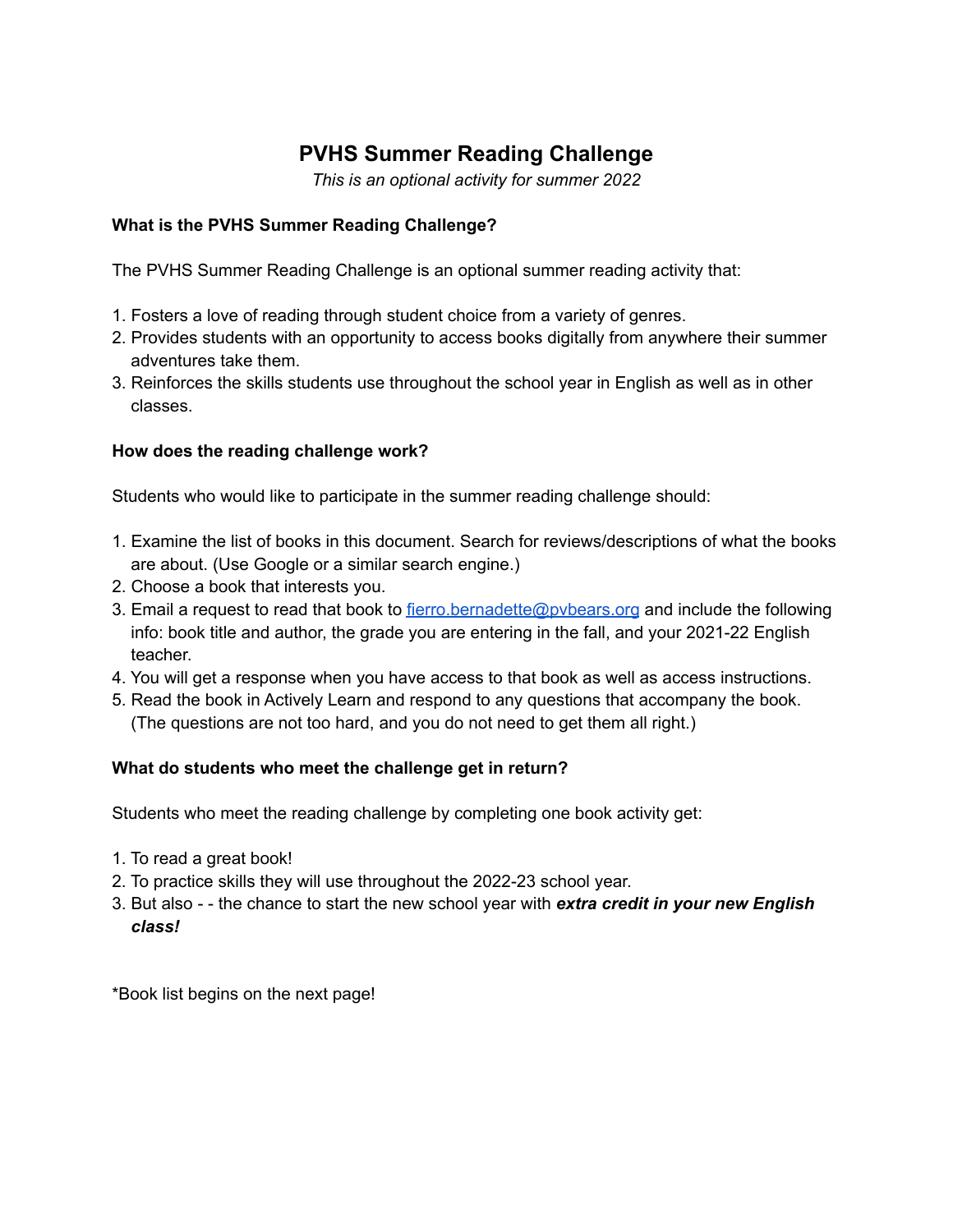# PVHS Summer Reading Challenge

*This is an optional activity for summer 2022*

**What is the PVHS Summer Reading Challenge?**

The PVHS Summer Reading Challenge is an optional summer reading activity that:

1. Fosters a love of reading through student choice from a variety of genres.
2. Provides students with an opportunity to access books digitally from anywhere their summer adventures take them.
3. Reinforces the skills students use throughout the school year in English as well as in other classes.

**How does the reading challenge work?**

Students who would like to participate in the summer reading challenge should:

1. Examine the list of books in this document. Search for reviews/descriptions of what the books are about. (Use Google or a similar search engine.)
2. Choose a book that interests you.
3. Email a request to read that book to [fierro.bernadette@pvbears.org](mailto:fierro.bernadette@pvbears.org) and include the following info: book title and author, the grade you are entering in the fall, and your 2021-22 English teacher.
4. You will get a response when you have access to that book as well as access instructions.
5. Read the book in Actively Learn and respond to any questions that accompany the book. (The questions are not too hard, and you do not need to get them all right.)

**What do students who meet the challenge get in return?**

Students who meet the reading challenge by completing one book activity get:

1. To read a great book!
2. To practice skills they will use throughout the 2022-23 school year.
3. But also - - the chance to start the new school year with ***extra credit in your new English class!***

*Book list begins on the next page!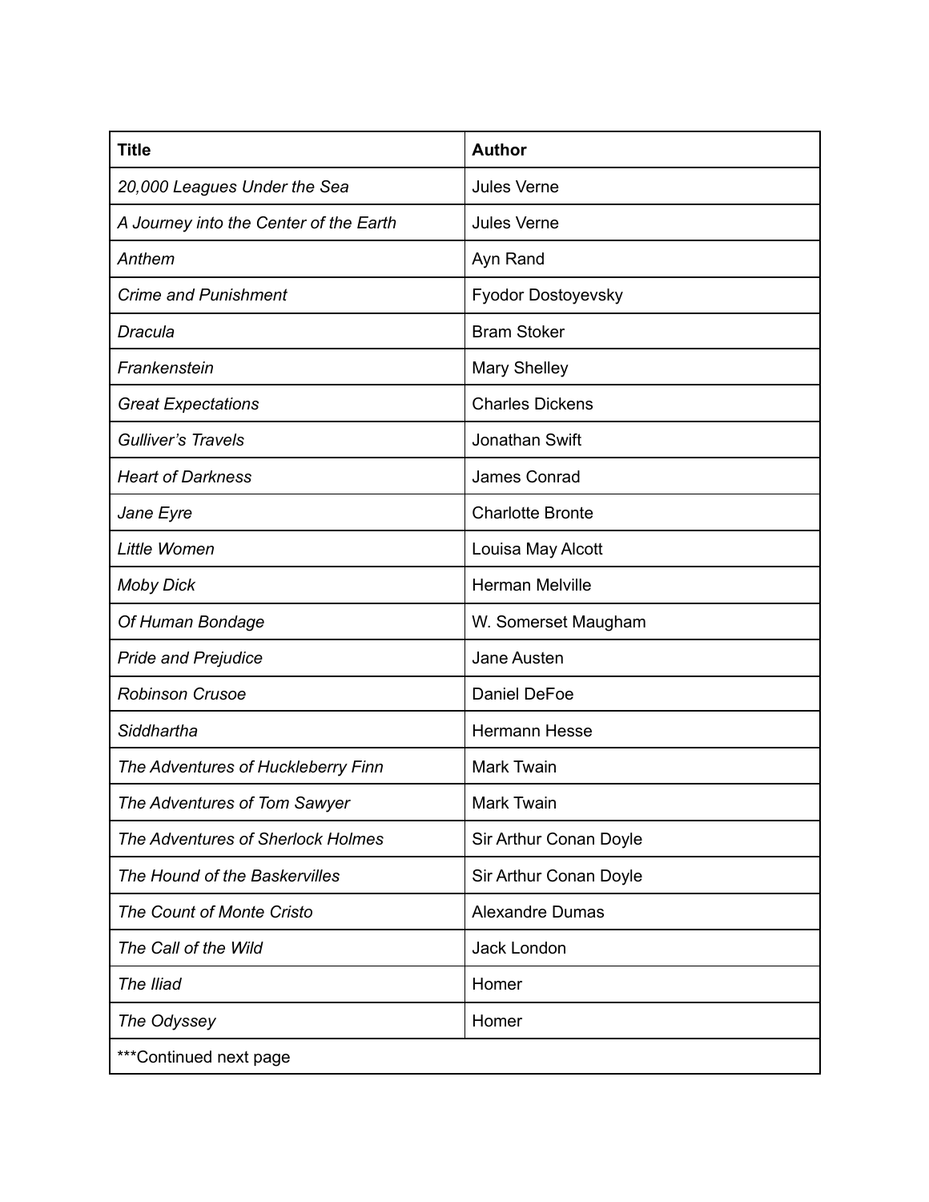| Title | Author |
| --- | --- |
| *20,000 Leagues Under the Sea* | Jules Verne |
| *A Journey into the Center of the Earth* | Jules Verne |
| *Anthem* | Ayn Rand |
| *Crime and Punishment* | Fyodor Dostoyevsky |
| *Dracula* | Bram Stoker |
| *Frankenstein* | Mary Shelley |
| *Great Expectations* | Charles Dickens |
| *Gulliver's Travels* | Jonathan Swift |
| *Heart of Darkness* | James Conrad |
| *Jane Eyre* | Charlotte Bronte |
| *Little Women* | Louisa May Alcott |
| *Moby Dick* | Herman Melville |
| *Of Human Bondage* | W. Somerset Maugham |
| *Pride and Prejudice* | Jane Austen |
| *Robinson Crusoe* | Daniel DeFoe |
| *Siddhartha* | Hermann Hesse |
| *The Adventures of Huckleberry Finn* | Mark Twain |
| *The Adventures of Tom Sawyer* | Mark Twain |
| *The Adventures of Sherlock Holmes* | Sir Arthur Conan Doyle |
| *The Hound of the Baskervilles* | Sir Arthur Conan Doyle |
| *The Count of Monte Cristo* | Alexandre Dumas |
| *The Call of the Wild* | Jack London |
| *The Iliad* | Homer |
| *The Odyssey* | Homer |
| ***Continued next page | |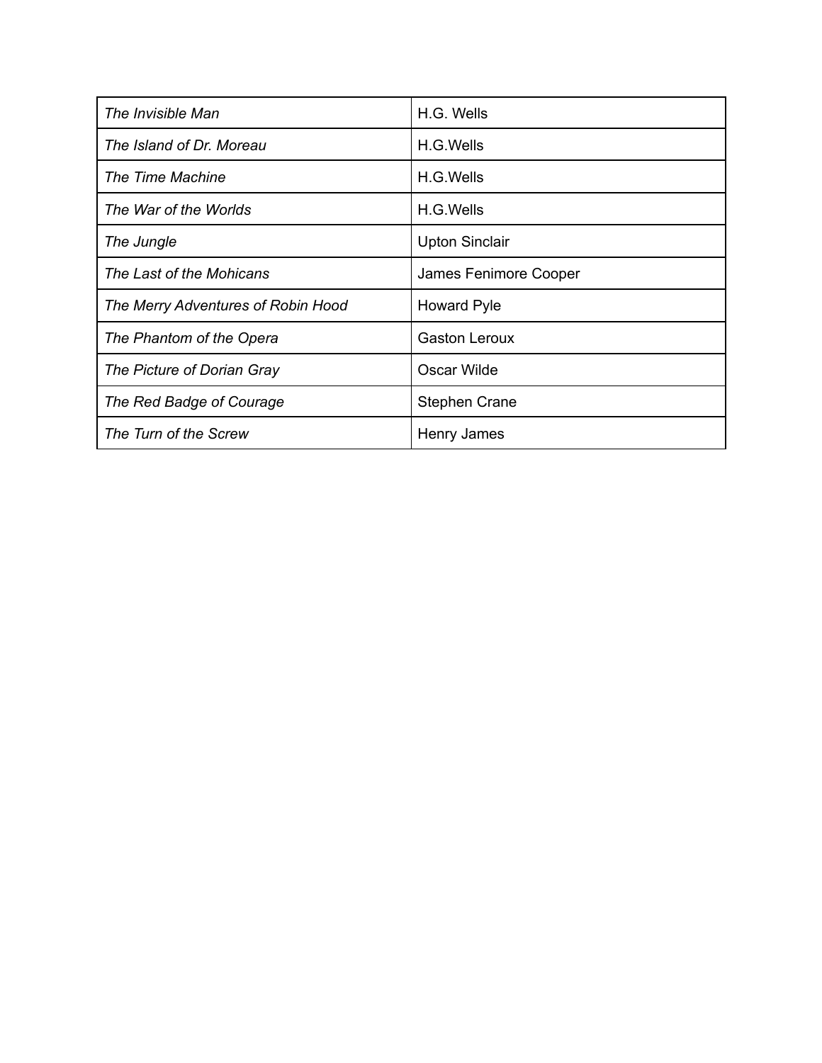| | |
|---|---|
| *The Invisible Man* | H.G. Wells |
| *The Island of Dr. Moreau* | H.G.Wells |
| *The Time Machine* | H.G.Wells |
| *The War of the Worlds* | H.G.Wells |
| *The Jungle* | Upton Sinclair |
| *The Last of the Mohicans* | James Fenimore Cooper |
| *The Merry Adventures of Robin Hood* | Howard Pyle |
| *The Phantom of the Opera* | Gaston Leroux |
| *The Picture of Dorian Gray* | Oscar Wilde |
| *The Red Badge of Courage* | Stephen Crane |
| *The Turn of the Screw* | Henry James |